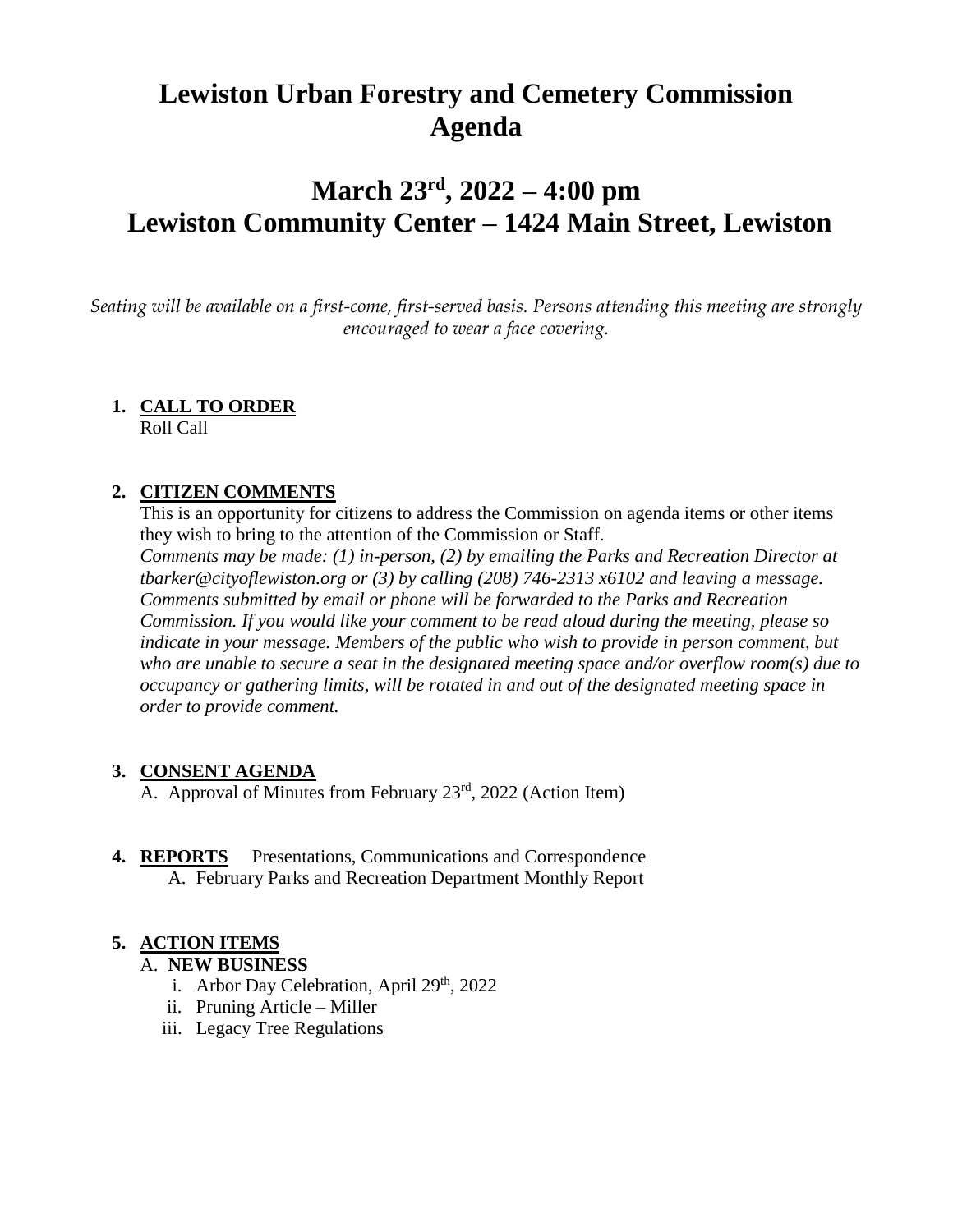# Lewiston Urban Forestry and Cemetery Commission Agenda

## March 23rd, 2022 – 4:00 pm
## Lewiston Community Center – 1424 Main Street, Lewiston

*Seating will be available on a first-come, first-served basis. Persons attending this meeting are strongly encouraged to wear a face covering.*

1. **CALL TO ORDER**
   Roll Call

2. **CITIZEN COMMENTS**
   This is an opportunity for citizens to address the Commission on agenda items or other items they wish to bring to the attention of the Commission or Staff.
   *Comments may be made: (1) in-person, (2) by emailing the Parks and Recreation Director at tbarker@cityoflewiston.org or (3) by calling (208) 746-2313 x6102 and leaving a message. Comments submitted by email or phone will be forwarded to the Parks and Recreation Commission. If you would like your comment to be read aloud during the meeting, please so indicate in your message. Members of the public who wish to provide in person comment, but who are unable to secure a seat in the designated meeting space and/or overflow room(s) due to occupancy or gathering limits, will be rotated in and out of the designated meeting space in order to provide comment.*

3. **CONSENT AGENDA**
   A. Approval of Minutes from February 23rd, 2022 (Action Item)

4. **REPORTS** Presentations, Communications and Correspondence
   A. February Parks and Recreation Department Monthly Report

5. **ACTION ITEMS**
   A. **NEW BUSINESS**
      i. Arbor Day Celebration, April 29th, 2022
      ii. Pruning Article – Miller
      iii. Legacy Tree Regulations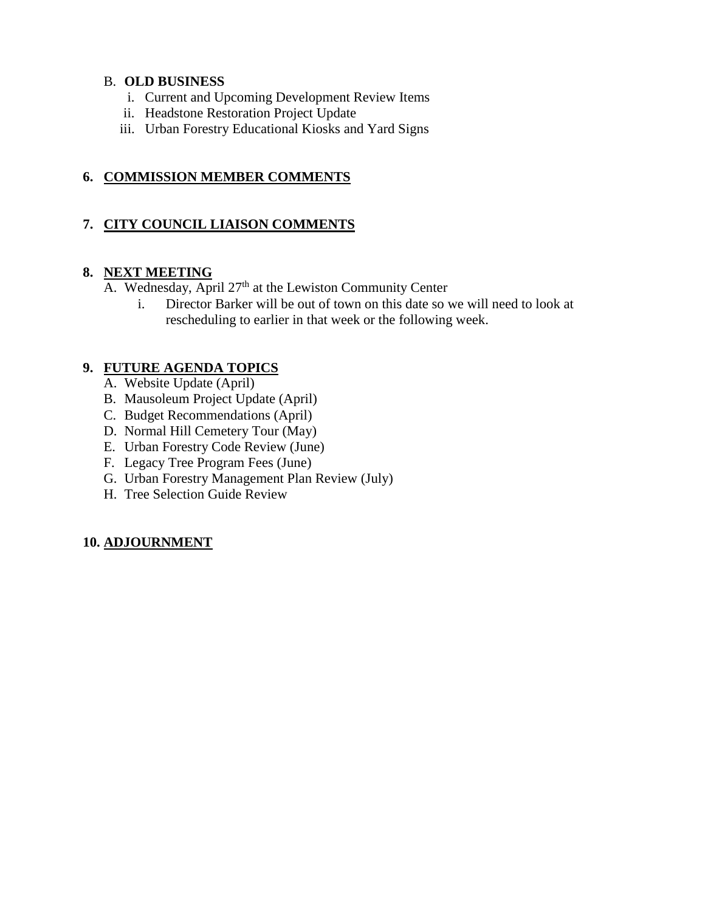B. **OLD BUSINESS**

i. Current and Upcoming Development Review Items
ii. Headstone Restoration Project Update
iii. Urban Forestry Educational Kiosks and Yard Signs

**6. COMMISSION MEMBER COMMENTS**

**7. CITY COUNCIL LIAISON COMMENTS**

**8. NEXT MEETING**

A. Wednesday, April 27th at the Lewiston Community Center

i. Director Barker will be out of town on this date so we will need to look at rescheduling to earlier in that week or the following week.

**9. FUTURE AGENDA TOPICS**

A. Website Update (April)
B. Mausoleum Project Update (April)
C. Budget Recommendations (April)
D. Normal Hill Cemetery Tour (May)
E. Urban Forestry Code Review (June)
F. Legacy Tree Program Fees (June)
G. Urban Forestry Management Plan Review (July)
H. Tree Selection Guide Review

**10. ADJOURNMENT**